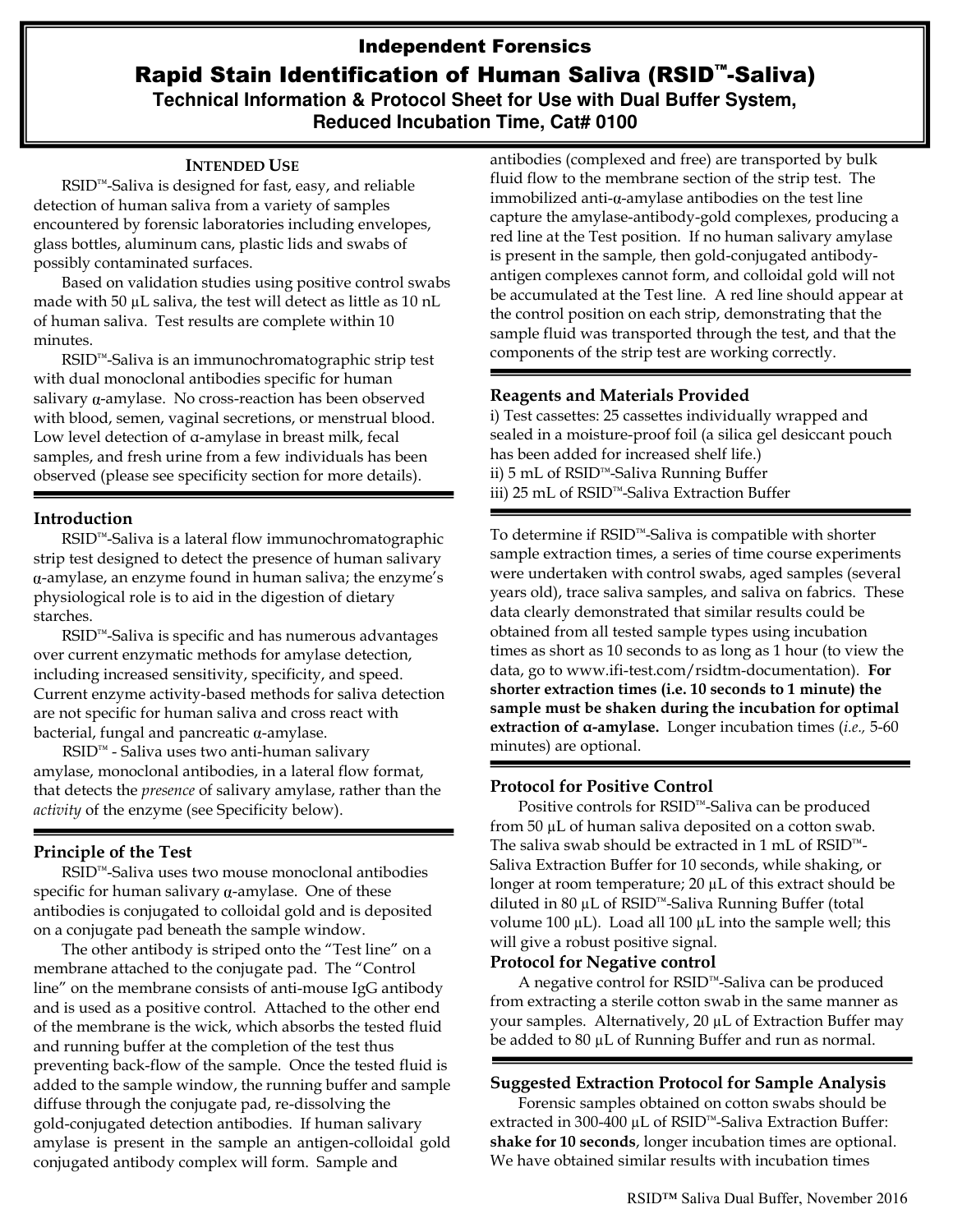# Independent Forensics

# Rapid Stain Identification of Human Saliva (RSID™-Saliva)

## Technical Information & Protocol Sheet for Use with Dual Buffer System, Reduced Incubation Time, Cat# 0100

### INTENDED USE

RSID™-Saliva is designed for fast, easy, and reliable detection of human saliva from a variety of samples encountered by forensic laboratories including envelopes, glass bottles, aluminum cans, plastic lids and swabs of possibly contaminated surfaces.

Based on validation studies using positive control swabs made with 50 µL saliva, the test will detect as little as 10 nL of human saliva. Test results are complete within 10 minutes.

RSID™-Saliva is an immunochromatographic strip test with dual monoclonal antibodies specific for human salivary α-amylase. No cross-reaction has been observed with blood, semen, vaginal secretions, or menstrual blood. Low level detection of α-amylase in breast milk, fecal samples, and fresh urine from a few individuals has been observed (please see specificity section for more details).

### Introduction

RSID™-Saliva is a lateral flow immunochromatographic strip test designed to detect the presence of human salivary α-amylase, an enzyme found in human saliva; the enzyme's physiological role is to aid in the digestion of dietary starches.

RSID™-Saliva is specific and has numerous advantages over current enzymatic methods for amylase detection, including increased sensitivity, specificity, and speed. Current enzyme activity-based methods for saliva detection are not specific for human saliva and cross react with bacterial, fungal and pancreatic α-amylase.

RSID™ - Saliva uses two anti-human salivary amylase, monoclonal antibodies, in a lateral flow format, that detects the *presence* of salivary amylase, rather than the *activity* of the enzyme (see Specificity below).

### Principle of the Test

RSID™-Saliva uses two mouse monoclonal antibodies specific for human salivary α-amylase. One of these antibodies is conjugated to colloidal gold and is deposited on a conjugate pad beneath the sample window.

The other antibody is striped onto the "Test line" on a membrane attached to the conjugate pad. The "Control line" on the membrane consists of anti-mouse IgG antibody and is used as a positive control. Attached to the other end of the membrane is the wick, which absorbs the tested fluid and running buffer at the completion of the test thus preventing back-flow of the sample. Once the tested fluid is added to the sample window, the running buffer and sample diffuse through the conjugate pad, re-dissolving the gold-conjugated detection antibodies. If human salivary amylase is present in the sample an antigen-colloidal gold conjugated antibody complex will form. Sample and antibodies (complexed and free) are transported by bulk fluid flow to the membrane section of the strip test. The immobilized anti-α-amylase antibodies on the test line capture the amylase-antibody-gold complexes, producing a red line at the Test position. If no human salivary amylase is present in the sample, then gold-conjugated antibody-antigen complexes cannot form, and colloidal gold will not be accumulated at the Test line. A red line should appear at the control position on each strip, demonstrating that the sample fluid was transported through the test, and that the components of the strip test are working correctly.

### Reagents and Materials Provided

i) Test cassettes: 25 cassettes individually wrapped and sealed in a moisture-proof foil (a silica gel desiccant pouch has been added for increased shelf life.)
ii) 5 mL of RSID™-Saliva Running Buffer
iii) 25 mL of RSID™-Saliva Extraction Buffer

To determine if RSID™-Saliva is compatible with shorter sample extraction times, a series of time course experiments were undertaken with control swabs, aged samples (several years old), trace saliva samples, and saliva on fabrics. These data clearly demonstrated that similar results could be obtained from all tested sample types using incubation times as short as 10 seconds to as long as 1 hour (to view the data, go to www.ifi-test.com/rsidtm-documentation). **For shorter extraction times (i.e. 10 seconds to 1 minute) the sample must be shaken during the incubation for optimal extraction of α-amylase.** Longer incubation times (*i.e.,* 5-60 minutes) are optional.

### Protocol for Positive Control

Positive controls for RSID™-Saliva can be produced from 50 µL of human saliva deposited on a cotton swab. The saliva swab should be extracted in 1 mL of RSID™-Saliva Extraction Buffer for 10 seconds, while shaking, or longer at room temperature; 20 µL of this extract should be diluted in 80 µL of RSID™-Saliva Running Buffer (total volume 100 µL). Load all 100 µL into the sample well; this will give a robust positive signal.

### Protocol for Negative control

A negative control for RSID™-Saliva can be produced from extracting a sterile cotton swab in the same manner as your samples. Alternatively, 20 µL of Extraction Buffer may be added to 80 µL of Running Buffer and run as normal.

### Suggested Extraction Protocol for Sample Analysis

Forensic samples obtained on cotton swabs should be extracted in 300-400 µL of RSID™-Saliva Extraction Buffer: **shake for 10 seconds**, longer incubation times are optional. We have obtained similar results with incubation times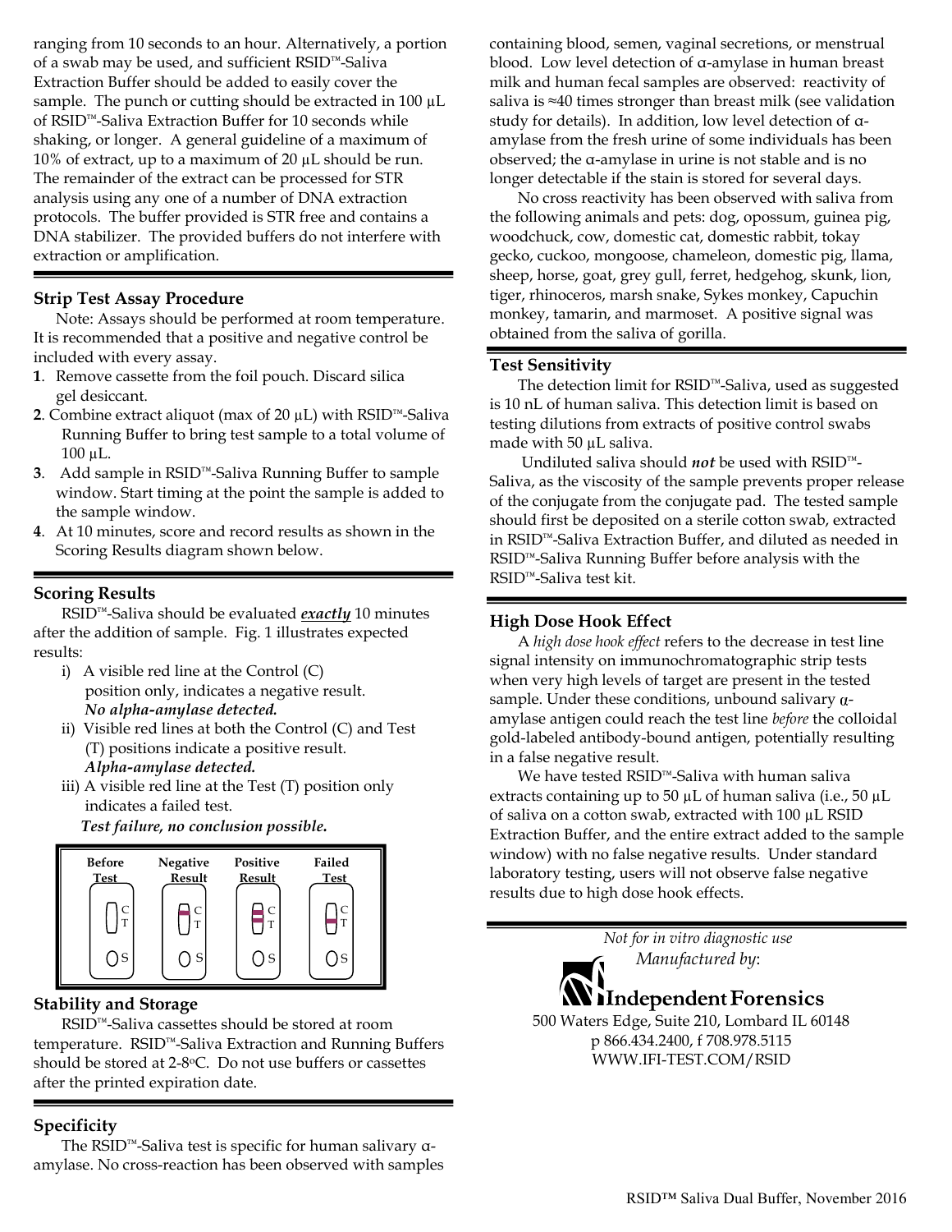ranging from 10 seconds to an hour. Alternatively, a portion of a swab may be used, and sufficient RSID™-Saliva Extraction Buffer should be added to easily cover the sample. The punch or cutting should be extracted in 100 µL of RSID™-Saliva Extraction Buffer for 10 seconds while shaking, or longer. A general guideline of a maximum of 10% of extract, up to a maximum of 20 µL should be run. The remainder of the extract can be processed for STR analysis using any one of a number of DNA extraction protocols. The buffer provided is STR free and contains a DNA stabilizer. The provided buffers do not interfere with extraction or amplification.

### Strip Test Assay Procedure

Note: Assays should be performed at room temperature. It is recommended that a positive and negative control be included with every assay.

**1**. Remove cassette from the foil pouch. Discard silica gel desiccant.

**2**. Combine extract aliquot (max of 20 µL) with RSID™-Saliva Running Buffer to bring test sample to a total volume of 100 µL.

**3**. Add sample in RSID™-Saliva Running Buffer to sample window. Start timing at the point the sample is added to the sample window.

**4**. At 10 minutes, score and record results as shown in the Scoring Results diagram shown below.

### Scoring Results

RSID™-Saliva should be evaluated ***exactly*** 10 minutes after the addition of sample. Fig. 1 illustrates expected results:

i) A visible red line at the Control (C) position only, indicates a negative result. ***No alpha-amylase detected.***

ii) Visible red lines at both the Control (C) and Test (T) positions indicate a positive result. ***Alpha-amylase detected.***

iii) A visible red line at the Test (T) position only indicates a failed test. ***Test failure, no conclusion possible.***

Before Test
Negative Result
Positive Result
Failed Test
C
T
S

### Stability and Storage

RSID™-Saliva cassettes should be stored at room temperature. RSID™-Saliva Extraction and Running Buffers should be stored at 2-8°C. Do not use buffers or cassettes after the printed expiration date.

### Specificity

The RSID™-Saliva test is specific for human salivary α-amylase. No cross-reaction has been observed with samples containing blood, semen, vaginal secretions, or menstrual blood. Low level detection of α-amylase in human breast milk and human fecal samples are observed: reactivity of saliva is ≈40 times stronger than breast milk (see validation study for details). In addition, low level detection of α-amylase from the fresh urine of some individuals has been observed; the α-amylase in urine is not stable and is no longer detectable if the stain is stored for several days.

No cross reactivity has been observed with saliva from the following animals and pets: dog, opossum, guinea pig, woodchuck, cow, domestic cat, domestic rabbit, tokay gecko, cuckoo, mongoose, chameleon, domestic pig, llama, sheep, horse, goat, grey gull, ferret, hedgehog, skunk, lion, tiger, rhinoceros, marsh snake, Sykes monkey, Capuchin monkey, tamarin, and marmoset. A positive signal was obtained from the saliva of gorilla.

### Test Sensitivity

The detection limit for RSID™-Saliva, used as suggested is 10 nL of human saliva. This detection limit is based on testing dilutions from extracts of positive control swabs made with 50 µL saliva.

Undiluted saliva should ***not*** be used with RSID™-Saliva, as the viscosity of the sample prevents proper release of the conjugate from the conjugate pad. The tested sample should first be deposited on a sterile cotton swab, extracted in RSID™-Saliva Extraction Buffer, and diluted as needed in RSID™-Saliva Running Buffer before analysis with the RSID™-Saliva test kit.

### High Dose Hook Effect

A *high dose hook effect* refers to the decrease in test line signal intensity on immunochromatographic strip tests when very high levels of target are present in the tested sample. Under these conditions, unbound salivary α-amylase antigen could reach the test line *before* the colloidal gold-labeled antibody-bound antigen, potentially resulting in a false negative result.

We have tested RSID™-Saliva with human saliva extracts containing up to 50 µL of human saliva (i.e., 50 µL of saliva on a cotton swab, extracted with 100 µL RSID Extraction Buffer, and the entire extract added to the sample window) with no false negative results. Under standard laboratory testing, users will not observe false negative results due to high dose hook effects.

*Not for in vitro diagnostic use*

*Manufactured by*:

**Independent Forensics**

500 Waters Edge, Suite 210, Lombard IL 60148

p 866.434.2400, f 708.978.5115

WWW.IFI-TEST.COM/RSID

RSID™ Saliva Dual Buffer, November 2016